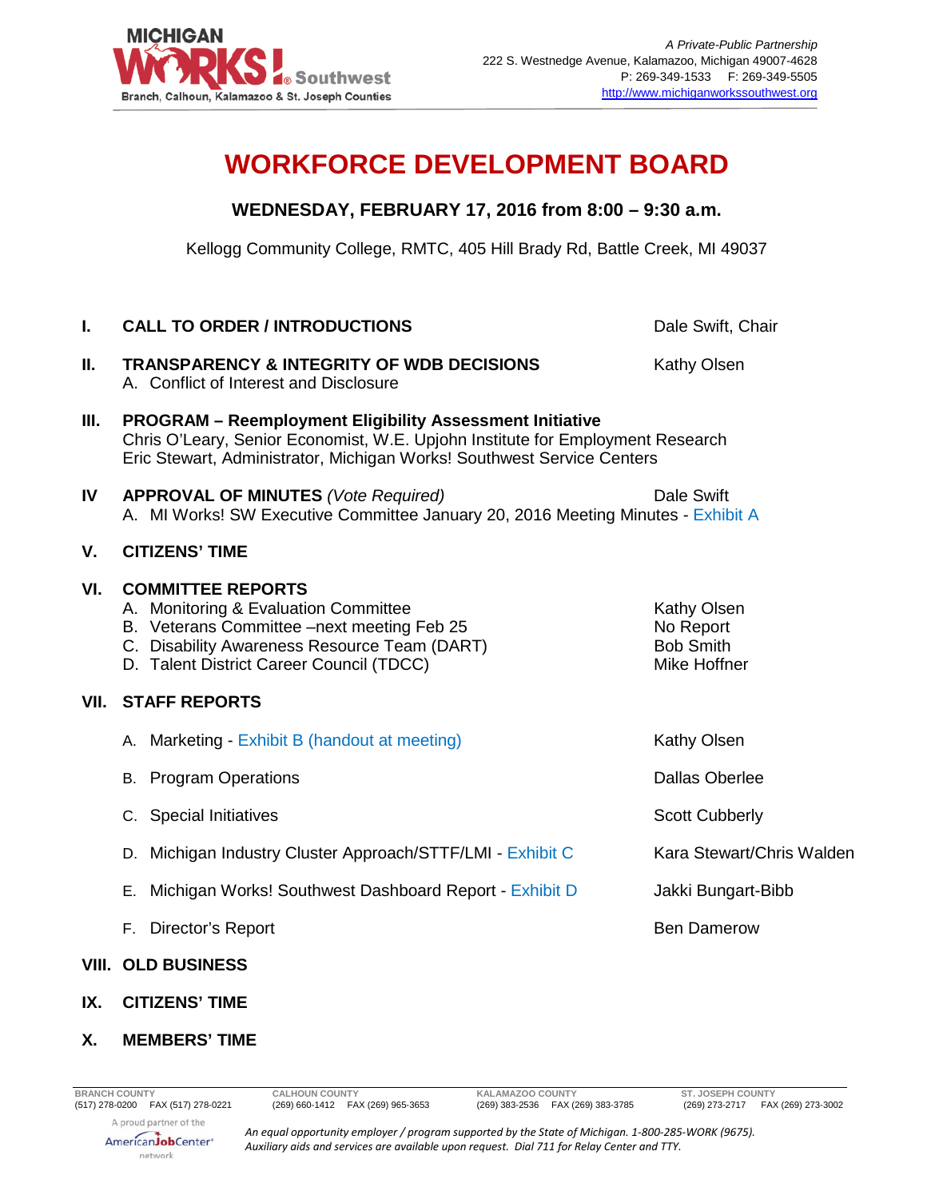MICHIGAN WORKS! Southwest
Branch, Calhoun, Kalamazoo & St. Joseph Counties

*A Private-Public Partnership*
222 S. Westnedge Avenue, Kalamazoo, Michigan 49007-4628
P: 269-349-1533 F: 269-349-5505
http://www.michiganworkssouthwest.org

# WORKFORCE DEVELOPMENT BOARD

**WEDNESDAY, FEBRUARY 17, 2016 from 8:00 – 9:30 a.m.**

Kellogg Community College, RMTC, 405 Hill Brady Rd, Battle Creek, MI 49037

**I. CALL TO ORDER / INTRODUCTIONS** — Dale Swift, Chair

**II. TRANSPARENCY & INTEGRITY OF WDB DECISIONS** — Kathy Olsen
- A. Conflict of Interest and Disclosure

**III. PROGRAM – Reemployment Eligibility Assessment Initiative**
Chris O'Leary, Senior Economist, W.E. Upjohn Institute for Employment Research
Eric Stewart, Administrator, Michigan Works! Southwest Service Centers

**IV APPROVAL OF MINUTES** *(Vote Required)* — Dale Swift
- A. MI Works! SW Executive Committee January 20, 2016 Meeting Minutes - Exhibit A

**V. CITIZENS' TIME**

**VI. COMMITTEE REPORTS**
- A. Monitoring & Evaluation Committee — Kathy Olsen
- B. Veterans Committee –next meeting Feb 25 — No Report
- C. Disability Awareness Resource Team (DART) — Bob Smith
- D. Talent District Career Council (TDCC) — Mike Hoffner

**VII. STAFF REPORTS**
- A. Marketing - Exhibit B (handout at meeting) — Kathy Olsen
- B. Program Operations — Dallas Oberlee
- C. Special Initiatives — Scott Cubberly
- D. Michigan Industry Cluster Approach/STTF/LMI - Exhibit C — Kara Stewart/Chris Walden
- E. Michigan Works! Southwest Dashboard Report - Exhibit D — Jakki Bungart-Bibb
- F. Director's Report — Ben Damerow

**VIII. OLD BUSINESS**

**IX. CITIZENS' TIME**

**X. MEMBERS' TIME**

| BRANCH COUNTY | CALHOUN COUNTY | KALAMAZOO COUNTY | ST. JOSEPH COUNTY |
|---|---|---|---|
| (517) 278-0200 FAX (517) 278-0221 | (269) 660-1412 FAX (269) 965-3653 | (269) 383-2536 FAX (269) 383-3785 | (269) 273-2717 FAX (269) 273-3002 |

A proud partner of the AmericanJobCenter network

*An equal opportunity employer / program supported by the State of Michigan. 1-800-285-WORK (9675). Auxiliary aids and services are available upon request. Dial 711 for Relay Center and TTY.*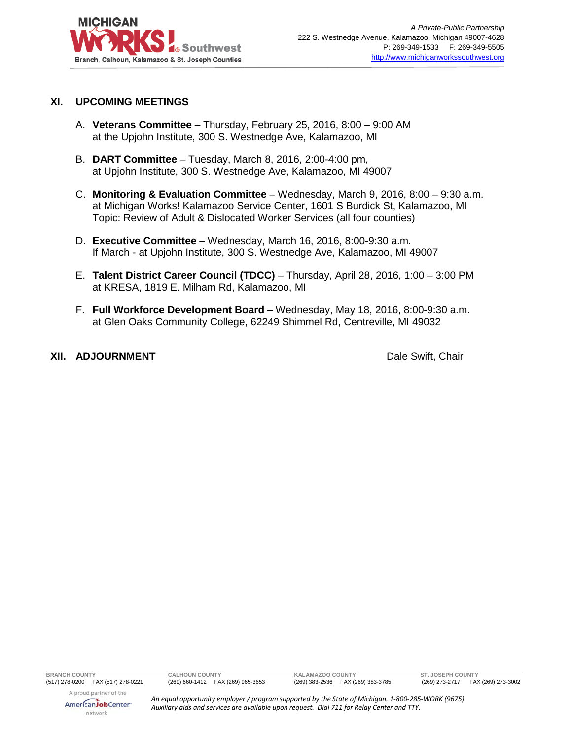## XI. UPCOMING MEETINGS

A. **Veterans Committee** – Thursday, February 25, 2016, 8:00 – 9:00 AM
at the Upjohn Institute, 300 S. Westnedge Ave, Kalamazoo, MI

B. **DART Committee** – Tuesday, March 8, 2016, 2:00-4:00 pm,
at Upjohn Institute, 300 S. Westnedge Ave, Kalamazoo, MI 49007

C. **Monitoring & Evaluation Committee** – Wednesday, March 9, 2016, 8:00 – 9:30 a.m.
at Michigan Works! Kalamazoo Service Center, 1601 S Burdick St, Kalamazoo, MI
Topic: Review of Adult & Dislocated Worker Services (all four counties)

D. **Executive Committee** – Wednesday, March 16, 2016, 8:00-9:30 a.m.
If March - at Upjohn Institute, 300 S. Westnedge Ave, Kalamazoo, MI 49007

E. **Talent District Career Council (TDCC)** – Thursday, April 28, 2016, 1:00 – 3:00 PM
at KRESA, 1819 E. Milham Rd, Kalamazoo, MI

F. **Full Workforce Development Board** – Wednesday, May 18, 2016, 8:00-9:30 a.m.
at Glen Oaks Community College, 62249 Shimmel Rd, Centreville, MI 49032

## XII. ADJOURNMENT

Dale Swift, Chair